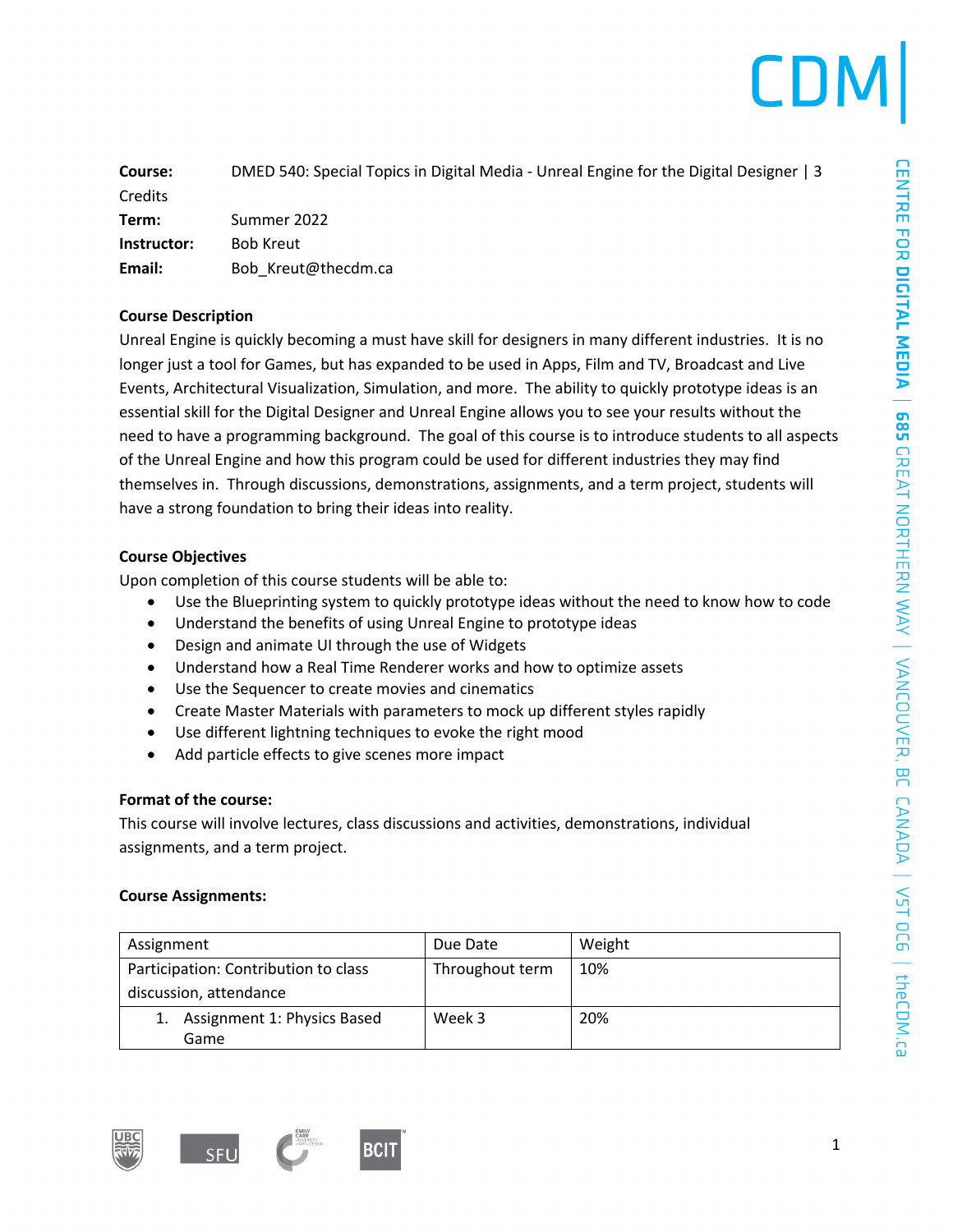**Course:** DMED 540: Special Topics in Digital Media - Unreal Engine for the Digital Designer | 3 Credits
**Term:** Summer 2022
**Instructor:** Bob Kreut
**Email:** Bob_Kreut@thecdm.ca

**Course Description**

Unreal Engine is quickly becoming a must have skill for designers in many different industries. It is no longer just a tool for Games, but has expanded to be used in Apps, Film and TV, Broadcast and Live Events, Architectural Visualization, Simulation, and more. The ability to quickly prototype ideas is an essential skill for the Digital Designer and Unreal Engine allows you to see your results without the need to have a programming background. The goal of this course is to introduce students to all aspects of the Unreal Engine and how this program could be used for different industries they may find themselves in. Through discussions, demonstrations, assignments, and a term project, students will have a strong foundation to bring their ideas into reality.

**Course Objectives**

Upon completion of this course students will be able to:

- Use the Blueprinting system to quickly prototype ideas without the need to know how to code
- Understand the benefits of using Unreal Engine to prototype ideas
- Design and animate UI through the use of Widgets
- Understand how a Real Time Renderer works and how to optimize assets
- Use the Sequencer to create movies and cinematics
- Create Master Materials with parameters to mock up different styles rapidly
- Use different lightning techniques to evoke the right mood
- Add particle effects to give scenes more impact

**Format of the course:**

This course will involve lectures, class discussions and activities, demonstrations, individual assignments, and a term project.

**Course Assignments:**

| Assignment | Due Date | Weight |
|---|---|---|
| Participation: Contribution to class discussion, attendance | Throughout term | 10% |
| 1. Assignment 1: Physics Based Game | Week 3 | 20% |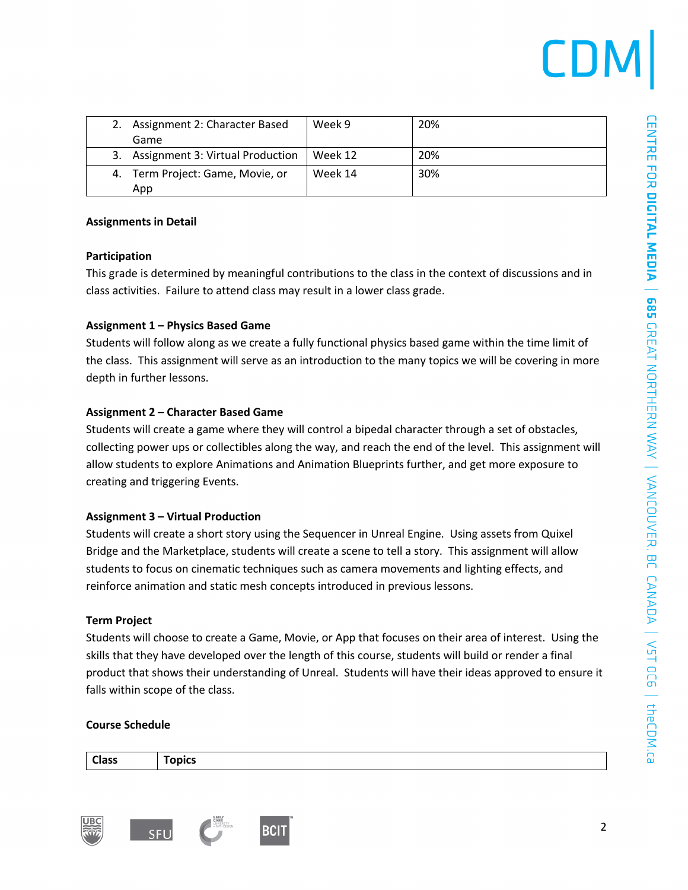| | | |
|---|---|---|
| 2. Assignment 2: Character Based Game | Week 9 | 20% |
| 3. Assignment 3: Virtual Production | Week 12 | 20% |
| 4. Term Project: Game, Movie, or App | Week 14 | 30% |

**Assignments in Detail**

**Participation**

This grade is determined by meaningful contributions to the class in the context of discussions and in class activities. Failure to attend class may result in a lower class grade.

**Assignment 1 – Physics Based Game**

Students will follow along as we create a fully functional physics based game within the time limit of the class. This assignment will serve as an introduction to the many topics we will be covering in more depth in further lessons.

**Assignment 2 – Character Based Game**

Students will create a game where they will control a bipedal character through a set of obstacles, collecting power ups or collectibles along the way, and reach the end of the level. This assignment will allow students to explore Animations and Animation Blueprints further, and get more exposure to creating and triggering Events.

**Assignment 3 – Virtual Production**

Students will create a short story using the Sequencer in Unreal Engine. Using assets from Quixel Bridge and the Marketplace, students will create a scene to tell a story. This assignment will allow students to focus on cinematic techniques such as camera movements and lighting effects, and reinforce animation and static mesh concepts introduced in previous lessons.

**Term Project**

Students will choose to create a Game, Movie, or App that focuses on their area of interest. Using the skills that they have developed over the length of this course, students will build or render a final product that shows their understanding of Unreal. Students will have their ideas approved to ensure it falls within scope of the class.

**Course Schedule**

| Class | Topics |
|---|---|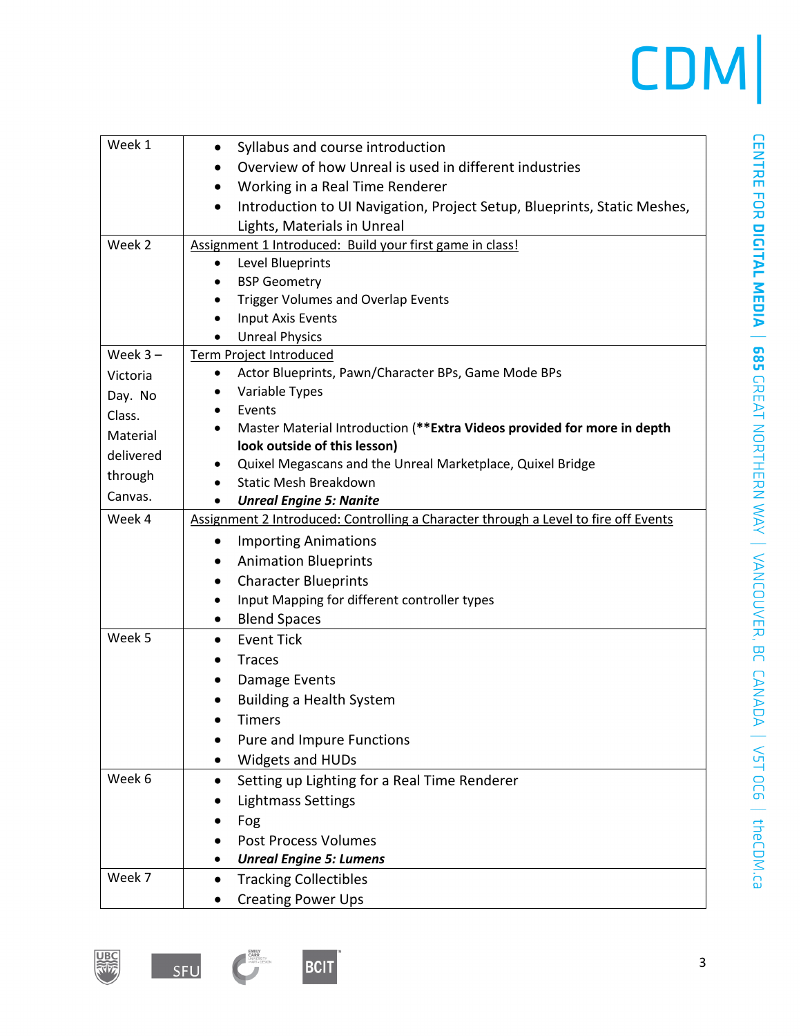| Week | Content |
|---|---|
| Week 1 | • Syllabus and course introduction<br>• Overview of how Unreal is used in different industries<br>• Working in a Real Time Renderer<br>• Introduction to UI Navigation, Project Setup, Blueprints, Static Meshes, Lights, Materials in Unreal |
| Week 2 | Assignment 1 Introduced: Build your first game in class!<br>• Level Blueprints<br>• BSP Geometry<br>• Trigger Volumes and Overlap Events<br>• Input Axis Events<br>• Unreal Physics |
| Week 3 – Victoria Day. No Class. Material delivered through Canvas. | Term Project Introduced<br>• Actor Blueprints, Pawn/Character BPs, Game Mode BPs<br>• Variable Types<br>• Events<br>• Master Material Introduction (**Extra Videos provided for more in depth look outside of this lesson)**<br>• Quixel Megascans and the Unreal Marketplace, Quixel Bridge<br>• Static Mesh Breakdown<br>• ***Unreal Engine 5: Nanite*** |
| Week 4 | Assignment 2 Introduced: Controlling a Character through a Level to fire off Events<br>• Importing Animations<br>• Animation Blueprints<br>• Character Blueprints<br>• Input Mapping for different controller types<br>• Blend Spaces |
| Week 5 | • Event Tick<br>• Traces<br>• Damage Events<br>• Building a Health System<br>• Timers<br>• Pure and Impure Functions<br>• Widgets and HUDs |
| Week 6 | • Setting up Lighting for a Real Time Renderer<br>• Lightmass Settings<br>• Fog<br>• Post Process Volumes<br>• ***Unreal Engine 5: Lumens*** |
| Week 7 | • Tracking Collectibles<br>• Creating Power Ups |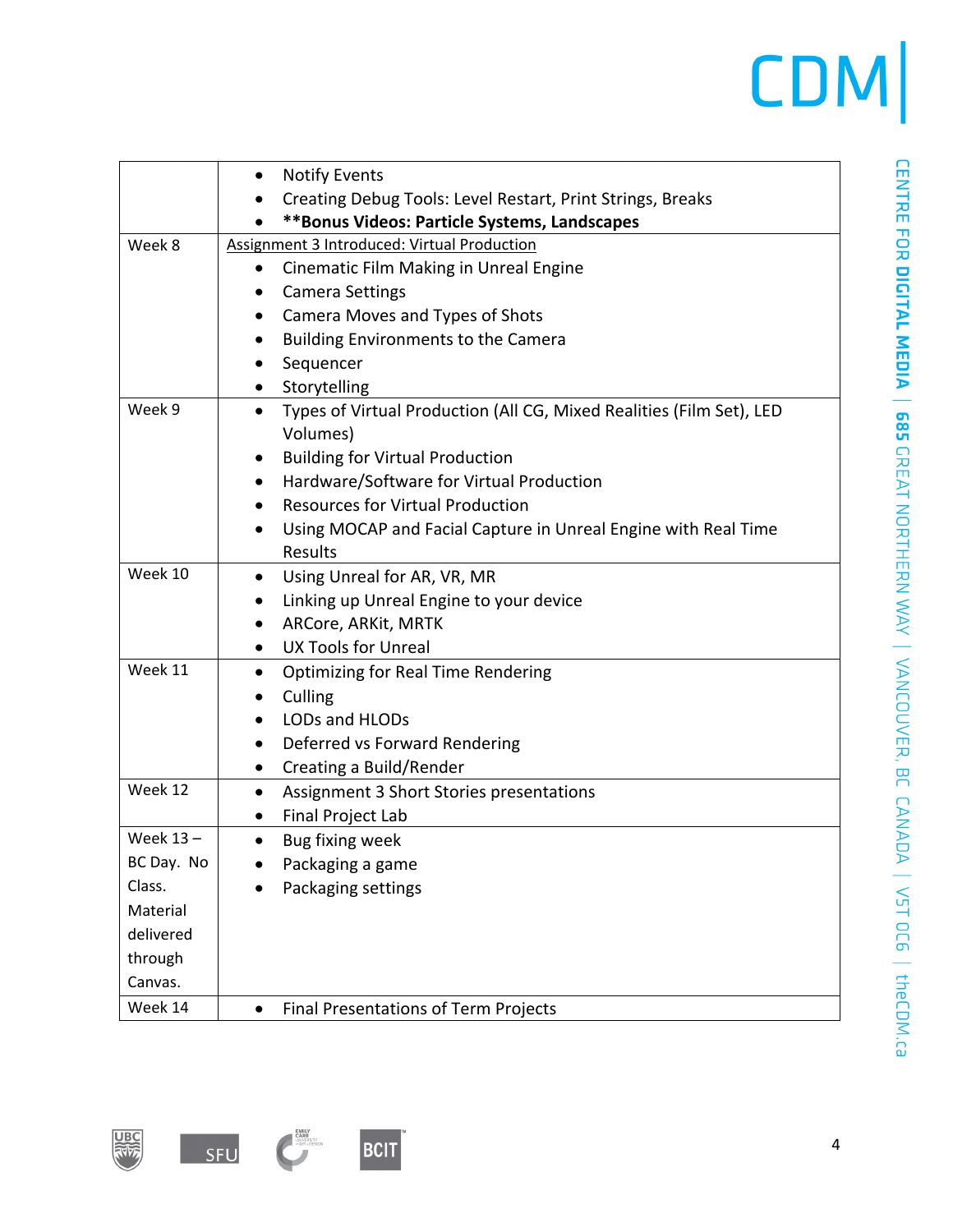| | |
|---|---|
| | • Notify Events<br>• Creating Debug Tools: Level Restart, Print Strings, Breaks<br>• **\*\*Bonus Videos: Particle Systems, Landscapes** |
| Week 8 | Assignment 3 Introduced: Virtual Production<br>• Cinematic Film Making in Unreal Engine<br>• Camera Settings<br>• Camera Moves and Types of Shots<br>• Building Environments to the Camera<br>• Sequencer<br>• Storytelling |
| Week 9 | • Types of Virtual Production (All CG, Mixed Realities (Film Set), LED Volumes)<br>• Building for Virtual Production<br>• Hardware/Software for Virtual Production<br>• Resources for Virtual Production<br>• Using MOCAP and Facial Capture in Unreal Engine with Real Time Results |
| Week 10 | • Using Unreal for AR, VR, MR<br>• Linking up Unreal Engine to your device<br>• ARCore, ARKit, MRTK<br>• UX Tools for Unreal |
| Week 11 | • Optimizing for Real Time Rendering<br>• Culling<br>• LODs and HLODs<br>• Deferred vs Forward Rendering<br>• Creating a Build/Render |
| Week 12 | • Assignment 3 Short Stories presentations<br>• Final Project Lab |
| Week 13 – BC Day. No Class. Material delivered through Canvas. | • Bug fixing week<br>• Packaging a game<br>• Packaging settings |
| Week 14 | • Final Presentations of Term Projects |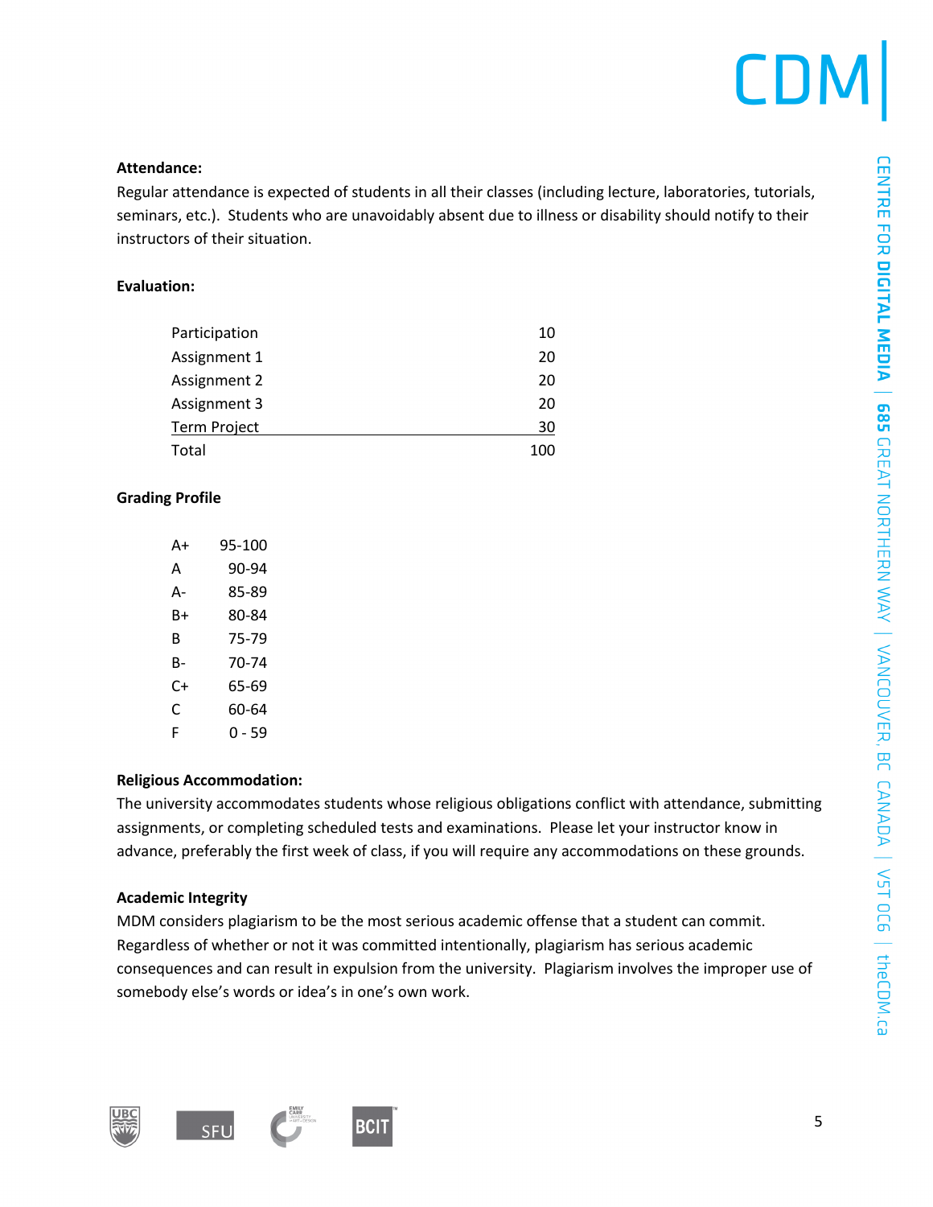**Attendance:**

Regular attendance is expected of students in all their classes (including lecture, laboratories, tutorials, seminars, etc.). Students who are unavoidably absent due to illness or disability should notify to their instructors of their situation.

**Evaluation:**

| | |
|---|---|
| Participation | 10 |
| Assignment 1 | 20 |
| Assignment 2 | 20 |
| Assignment 3 | 20 |
| Term Project | 30 |
| Total | 100 |

**Grading Profile**

| | |
|---|---|
| A+ | 95-100 |
| A | 90-94 |
| A- | 85-89 |
| B+ | 80-84 |
| B | 75-79 |
| B- | 70-74 |
| C+ | 65-69 |
| C | 60-64 |
| F | 0 - 59 |

**Religious Accommodation:**

The university accommodates students whose religious obligations conflict with attendance, submitting assignments, or completing scheduled tests and examinations. Please let your instructor know in advance, preferably the first week of class, if you will require any accommodations on these grounds.

**Academic Integrity**

MDM considers plagiarism to be the most serious academic offense that a student can commit. Regardless of whether or not it was committed intentionally, plagiarism has serious academic consequences and can result in expulsion from the university. Plagiarism involves the improper use of somebody else's words or idea's in one's own work.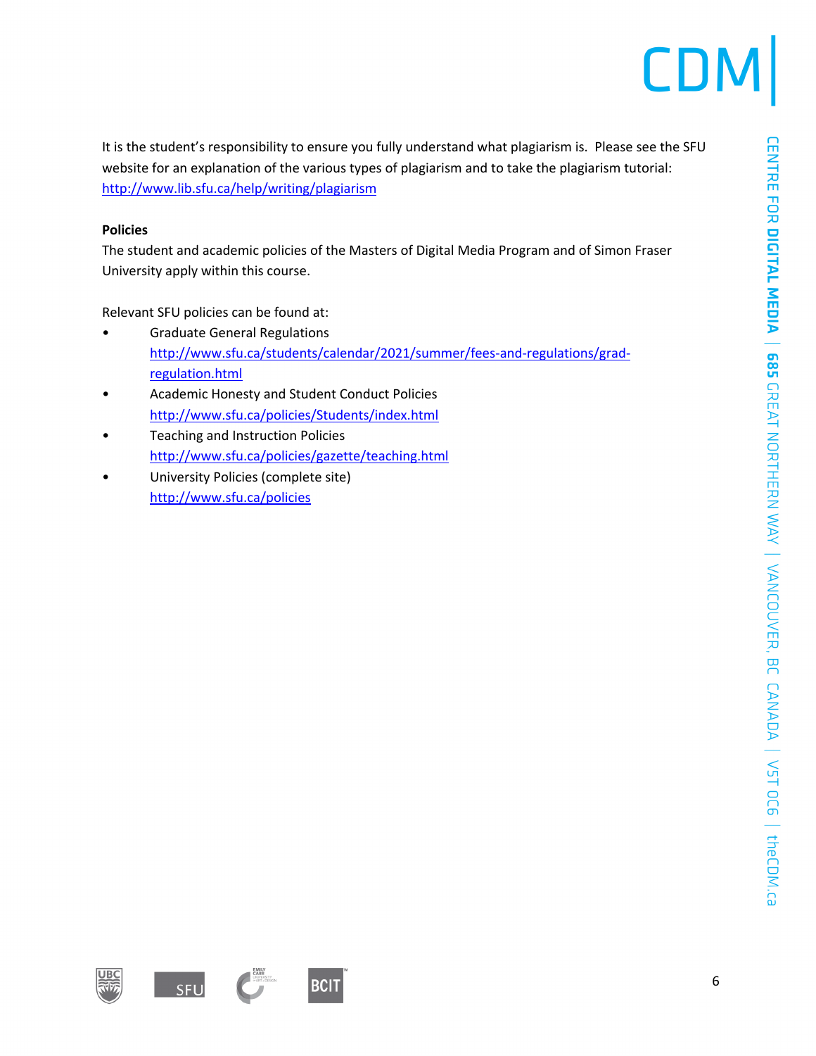It is the student's responsibility to ensure you fully understand what plagiarism is. Please see the SFU website for an explanation of the various types of plagiarism and to take the plagiarism tutorial: http://www.lib.sfu.ca/help/writing/plagiarism

**Policies**

The student and academic policies of the Masters of Digital Media Program and of Simon Fraser University apply within this course.

Relevant SFU policies can be found at:

- Graduate General Regulations
  http://www.sfu.ca/students/calendar/2021/summer/fees-and-regulations/grad-regulation.html
- Academic Honesty and Student Conduct Policies
  http://www.sfu.ca/policies/Students/index.html
- Teaching and Instruction Policies
  http://www.sfu.ca/policies/gazette/teaching.html
- University Policies (complete site)
  http://www.sfu.ca/policies